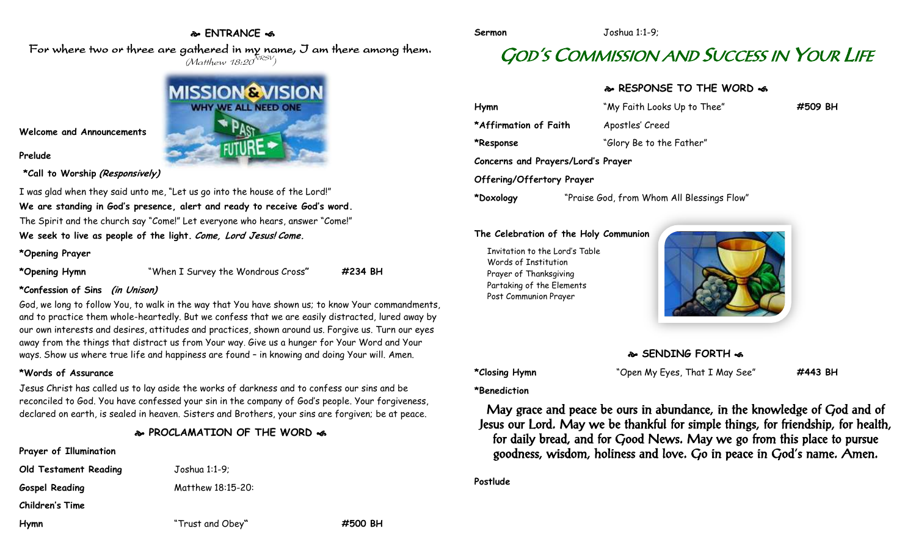## ❧ ENTRANCE ☙

For where two or three are gathered in my name, I am there among them.
*(Matthew 18:20 NRSV)*

**Welcome and Announcements**

**Prelude**

**\*Call to Worship *(Responsively)***

I was glad when they said unto me, "Let us go into the house of the Lord!"

**We are standing in God's presence, alert and ready to receive God's word.**

The Spirit and the church say "Come!" Let everyone who hears, answer "Come!"

**We seek to live as people of the light. *Come, Lord Jesus! Come.***

**\*Opening Prayer**

**\*Opening Hymn** "When I Survey the Wondrous Cross" **#234 BH**

**\*Confession of Sins *(in Unison)***

God, we long to follow You, to walk in the way that You have shown us; to know Your commandments, and to practice them whole-heartedly. But we confess that we are easily distracted, lured away by our own interests and desires, attitudes and practices, shown around us. Forgive us. Turn our eyes away from the things that distract us from Your way. Give us a hunger for Your Word and Your ways. Show us where true life and happiness are found – in knowing and doing Your will. Amen.

**\*Words of Assurance**

Jesus Christ has called us to lay aside the works of darkness and to confess our sins and be reconciled to God. You have confessed your sin in the company of God's people. Your forgiveness, declared on earth, is sealed in heaven. Sisters and Brothers, your sins are forgiven; be at peace.

## ❧ PROCLAMATION OF THE WORD ☙

**Prayer of Illumination**

**Old Testament Reading** Joshua 1:1-9;

**Gospel Reading** Matthew 18:15-20:

**Children's Time**

**Hymn** "Trust and Obey" **#500 BH**

**Sermon** Joshua 1:1-9;

# God's Commission and Success in Your Life

## ❧ RESPONSE TO THE WORD ☙

**Hymn** "My Faith Looks Up to Thee" **#509 BH**

**\*Affirmation of Faith** Apostles' Creed

**\*Response** "Glory Be to the Father"

**Concerns and Prayers/Lord's Prayer**

**Offering/Offertory Prayer**

**\*Doxology** "Praise God, from Whom All Blessings Flow"

**The Celebration of the Holy Communion**

- Invitation to the Lord's Table
- Words of Institution
- Prayer of Thanksgiving
- Partaking of the Elements
- Post Communion Prayer

## ❧ SENDING FORTH ☙

**\*Closing Hymn** "Open My Eyes, That I May See" **#443 BH**

**\*Benediction**

May grace and peace be ours in abundance, in the knowledge of God and of Jesus our Lord. May we be thankful for simple things, for friendship, for health, for daily bread, and for Good News. May we go from this place to pursue goodness, wisdom, holiness and love. Go in peace in God's name. Amen.

**Postlude**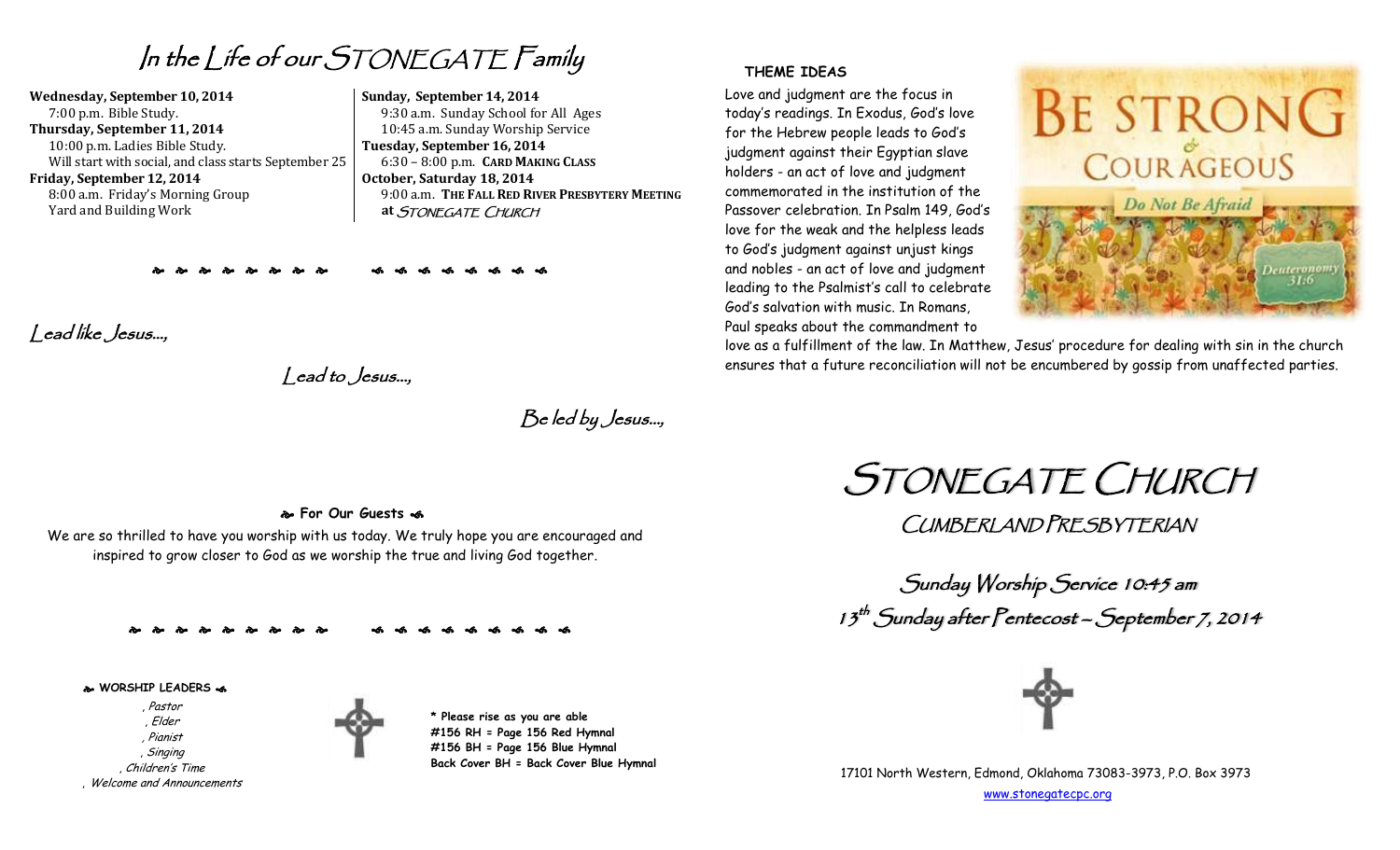# In the Life of our STONEGATE Family

**Wednesday, September 10, 2014**
7:00 p.m. Bible Study.
**Thursday, September 11, 2014**
10:00 p.m. Ladies Bible Study.
Will start with social, and class starts September 25
**Friday, September 12, 2014**
8:00 a.m. Friday's Morning Group
Yard and Building Work

**Sunday, September 14, 2014**
9:30 a.m. Sunday School for All Ages
10:45 a.m. Sunday Worship Service
**Tuesday, September 16, 2014**
6:30 – 8:00 p.m. **CARD MAKING CLASS**
**October, Saturday 18, 2014**
9:00 a.m. **THE FALL RED RIVER PRESBYTERY MEETING**
**at** STONEGATE CHURCH

Lead like Jesus…,

Lead to Jesus…,

Be led by Jesus…,

**For Our Guests**

We are so thrilled to have you worship with us today. We truly hope you are encouraged and inspired to grow closer to God as we worship the true and living God together.

**WORSHIP LEADERS**

, Pastor
, Elder
, Pianist
, Singing
, Children's Time
, Welcome and Announcements

**\* Please rise as you are able**
**#156 RH = Page 156 Red Hymnal**
**#156 BH = Page 156 Blue Hymnal**
**Back Cover BH = Back Cover Blue Hymnal**

**THEME IDEAS**

Love and judgment are the focus in today's readings. In Exodus, God's love for the Hebrew people leads to God's judgment against their Egyptian slave holders - an act of love and judgment commemorated in the institution of the Passover celebration. In Psalm 149, God's love for the weak and the helpless leads to God's judgment against unjust kings and nobles - an act of love and judgment leading to the Psalmist's call to celebrate God's salvation with music. In Romans, Paul speaks about the commandment to love as a fulfillment of the law. In Matthew, Jesus' procedure for dealing with sin in the church ensures that a future reconciliation will not be encumbered by gossip from unaffected parties.

BE STRONG & COURAGEOUS
Do Not Be Afraid
Deuteronomy 31:6

# STONEGATE CHURCH

## CUMBERLAND PRESBYTERIAN

Sunday Worship Service 10:45 am

13th Sunday after Pentecost – September 7, 2014

17101 North Western, Edmond, Oklahoma 73083-3973, P.O. Box 3973

www.stonegatecpc.org